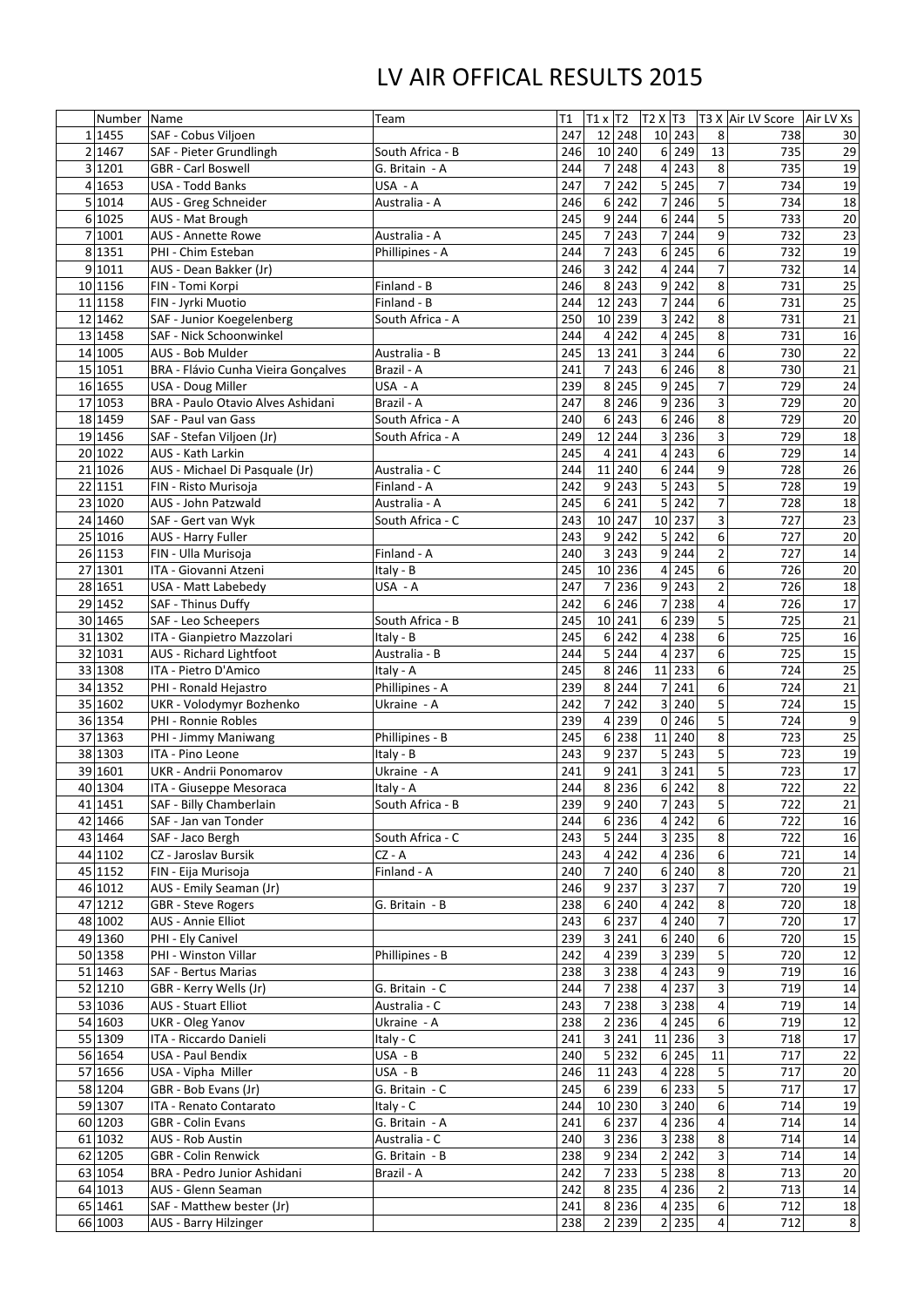# LV AIR OFFICAL RESULTS 2015

| | Number | Name | Team | T1 | T1 x | T2 | T2 X | T3 | T3 X | Air LV Score | Air LV Xs |
|---|---|---|---|---|---|---|---|---|---|---|---|
| 1 | 1455 | SAF - Cobus Viljoen | | 247 | 12 | 248 | 10 | 243 | 8 | 738 | 30 |
| 2 | 1467 | SAF - Pieter Grundlingh | South Africa - B | 246 | 10 | 240 | 6 | 249 | 13 | 735 | 29 |
| 3 | 1201 | GBR - Carl Boswell | G. Britain - A | 244 | 7 | 248 | 4 | 243 | 8 | 735 | 19 |
| 4 | 1653 | USA - Todd Banks | USA - A | 247 | 7 | 242 | 5 | 245 | 7 | 734 | 19 |
| 5 | 1014 | AUS - Greg Schneider | Australia - A | 246 | 6 | 242 | 7 | 246 | 5 | 734 | 18 |
| 6 | 1025 | AUS - Mat Brough | | 245 | 9 | 244 | 6 | 244 | 5 | 733 | 20 |
| 7 | 1001 | AUS - Annette Rowe | Australia - A | 245 | 7 | 243 | 7 | 244 | 9 | 732 | 23 |
| 8 | 1351 | PHI - Chim Esteban | Phillipines - A | 244 | 7 | 243 | 6 | 245 | 6 | 732 | 19 |
| 9 | 1011 | AUS - Dean Bakker (Jr) | | 246 | 3 | 242 | 4 | 244 | 7 | 732 | 14 |
| 10 | 1156 | FIN - Tomi Korpi | Finland - B | 246 | 8 | 243 | 9 | 242 | 8 | 731 | 25 |
| 11 | 1158 | FIN - Jyrki Muotio | Finland - B | 244 | 12 | 243 | 7 | 244 | 6 | 731 | 25 |
| 12 | 1462 | SAF - Junior Koegelenberg | South Africa - A | 250 | 10 | 239 | 3 | 242 | 8 | 731 | 21 |
| 13 | 1458 | SAF - Nick Schoonwinkel | | 244 | 4 | 242 | 4 | 245 | 8 | 731 | 16 |
| 14 | 1005 | AUS - Bob Mulder | Australia - B | 245 | 13 | 241 | 3 | 244 | 6 | 730 | 22 |
| 15 | 1051 | BRA - Flávio Cunha Vieira Gonçalves | Brazil - A | 241 | 7 | 243 | 6 | 246 | 8 | 730 | 21 |
| 16 | 1655 | USA - Doug Miller | USA - A | 239 | 8 | 245 | 9 | 245 | 7 | 729 | 24 |
| 17 | 1053 | BRA - Paulo Otavio Alves Ashidani | Brazil - A | 247 | 8 | 246 | 9 | 236 | 3 | 729 | 20 |
| 18 | 1459 | SAF - Paul van Gass | South Africa - A | 240 | 6 | 243 | 6 | 246 | 8 | 729 | 20 |
| 19 | 1456 | SAF - Stefan Viljoen (Jr) | South Africa - A | 249 | 12 | 244 | 3 | 236 | 3 | 729 | 18 |
| 20 | 1022 | AUS - Kath Larkin | | 245 | 4 | 241 | 4 | 243 | 6 | 729 | 14 |
| 21 | 1026 | AUS - Michael Di Pasquale (Jr) | Australia - C | 244 | 11 | 240 | 6 | 244 | 9 | 728 | 26 |
| 22 | 1151 | FIN - Risto Murisoja | Finland - A | 242 | 9 | 243 | 5 | 243 | 5 | 728 | 19 |
| 23 | 1020 | AUS - John Patzwald | Australia - A | 245 | 6 | 241 | 5 | 242 | 7 | 728 | 18 |
| 24 | 1460 | SAF - Gert van Wyk | South Africa - C | 243 | 10 | 247 | 10 | 237 | 3 | 727 | 23 |
| 25 | 1016 | AUS - Harry Fuller | | 243 | 9 | 242 | 5 | 242 | 6 | 727 | 20 |
| 26 | 1153 | FIN - Ulla Murisoja | Finland - A | 240 | 3 | 243 | 9 | 244 | 2 | 727 | 14 |
| 27 | 1301 | ITA - Giovanni Atzeni | Italy - B | 245 | 10 | 236 | 4 | 245 | 6 | 726 | 20 |
| 28 | 1651 | USA - Matt Labebedy | USA - A | 247 | 7 | 236 | 9 | 243 | 2 | 726 | 18 |
| 29 | 1452 | SAF - Thinus Duffy | | 242 | 6 | 246 | 7 | 238 | 4 | 726 | 17 |
| 30 | 1465 | SAF - Leo Scheepers | South Africa - B | 245 | 10 | 241 | 6 | 239 | 5 | 725 | 21 |
| 31 | 1302 | ITA - Gianpietro Mazzolari | Italy - B | 245 | 6 | 242 | 4 | 238 | 6 | 725 | 16 |
| 32 | 1031 | AUS - Richard Lightfoot | Australia - B | 244 | 5 | 244 | 4 | 237 | 6 | 725 | 15 |
| 33 | 1308 | ITA - Pietro D'Amico | Italy - A | 245 | 8 | 246 | 11 | 233 | 6 | 724 | 25 |
| 34 | 1352 | PHI - Ronald Hejastro | Phillipines - A | 239 | 8 | 244 | 7 | 241 | 6 | 724 | 21 |
| 35 | 1602 | UKR - Volodymyr Bozhenko | Ukraine - A | 242 | 7 | 242 | 3 | 240 | 5 | 724 | 15 |
| 36 | 1354 | PHI - Ronnie Robles | | 239 | 4 | 239 | 0 | 246 | 5 | 724 | 9 |
| 37 | 1363 | PHI - Jimmy Maniwang | Phillipines - B | 245 | 6 | 238 | 11 | 240 | 8 | 723 | 25 |
| 38 | 1303 | ITA - Pino Leone | Italy - B | 243 | 9 | 237 | 5 | 243 | 5 | 723 | 19 |
| 39 | 1601 | UKR - Andrii Ponomarov | Ukraine - A | 241 | 9 | 241 | 3 | 241 | 5 | 723 | 17 |
| 40 | 1304 | ITA - Giuseppe Mesoraca | Italy - A | 244 | 8 | 236 | 6 | 242 | 8 | 722 | 22 |
| 41 | 1451 | SAF - Billy Chamberlain | South Africa - B | 239 | 9 | 240 | 7 | 243 | 5 | 722 | 21 |
| 42 | 1466 | SAF - Jan van Tonder | | 244 | 6 | 236 | 4 | 242 | 6 | 722 | 16 |
| 43 | 1464 | SAF - Jaco Bergh | South Africa - C | 243 | 5 | 244 | 3 | 235 | 8 | 722 | 16 |
| 44 | 1102 | CZ - Jaroslav Bursik | CZ - A | 243 | 4 | 242 | 4 | 236 | 6 | 721 | 14 |
| 45 | 1152 | FIN - Eija Murisoja | Finland - A | 240 | 7 | 240 | 6 | 240 | 8 | 720 | 21 |
| 46 | 1012 | AUS - Emily Seaman (Jr) | | 246 | 9 | 237 | 3 | 237 | 7 | 720 | 19 |
| 47 | 1212 | GBR - Steve Rogers | G. Britain - B | 238 | 6 | 240 | 4 | 242 | 8 | 720 | 18 |
| 48 | 1002 | AUS - Annie Elliot | | 243 | 6 | 237 | 4 | 240 | 7 | 720 | 17 |
| 49 | 1360 | PHI - Ely Canivel | | 239 | 3 | 241 | 6 | 240 | 6 | 720 | 15 |
| 50 | 1358 | PHI - Winston Villar | Phillipines - B | 242 | 4 | 239 | 3 | 239 | 5 | 720 | 12 |
| 51 | 1463 | SAF - Bertus Marias | | 238 | 3 | 238 | 4 | 243 | 9 | 719 | 16 |
| 52 | 1210 | GBR - Kerry Wells (Jr) | G. Britain - C | 244 | 7 | 238 | 4 | 237 | 3 | 719 | 14 |
| 53 | 1036 | AUS - Stuart Elliot | Australia - C | 243 | 7 | 238 | 3 | 238 | 4 | 719 | 14 |
| 54 | 1603 | UKR - Oleg Yanov | Ukraine - A | 238 | 2 | 236 | 4 | 245 | 6 | 719 | 12 |
| 55 | 1309 | ITA - Riccardo Danieli | Italy - C | 241 | 3 | 241 | 11 | 236 | 3 | 718 | 17 |
| 56 | 1654 | USA - Paul Bendix | USA - B | 240 | 5 | 232 | 6 | 245 | 11 | 717 | 22 |
| 57 | 1656 | USA - Vipha Miller | USA - B | 246 | 11 | 243 | 4 | 228 | 5 | 717 | 20 |
| 58 | 1204 | GBR - Bob Evans (Jr) | G. Britain - C | 245 | 6 | 239 | 6 | 233 | 5 | 717 | 17 |
| 59 | 1307 | ITA - Renato Contarato | Italy - C | 244 | 10 | 230 | 3 | 240 | 6 | 714 | 19 |
| 60 | 1203 | GBR - Colin Evans | G. Britain - A | 241 | 6 | 237 | 4 | 236 | 4 | 714 | 14 |
| 61 | 1032 | AUS - Rob Austin | Australia - C | 240 | 3 | 236 | 3 | 238 | 8 | 714 | 14 |
| 62 | 1205 | GBR - Colin Renwick | G. Britain - B | 238 | 9 | 234 | 2 | 242 | 3 | 714 | 14 |
| 63 | 1054 | BRA - Pedro Junior Ashidani | Brazil - A | 242 | 7 | 233 | 5 | 238 | 8 | 713 | 20 |
| 64 | 1013 | AUS - Glenn Seaman | | 242 | 8 | 235 | 4 | 236 | 2 | 713 | 14 |
| 65 | 1461 | SAF - Matthew bester (Jr) | | 241 | 8 | 236 | 4 | 235 | 6 | 712 | 18 |
| 66 | 1003 | AUS - Barry Hilzinger | | 238 | 2 | 239 | 2 | 235 | 4 | 712 | 8 |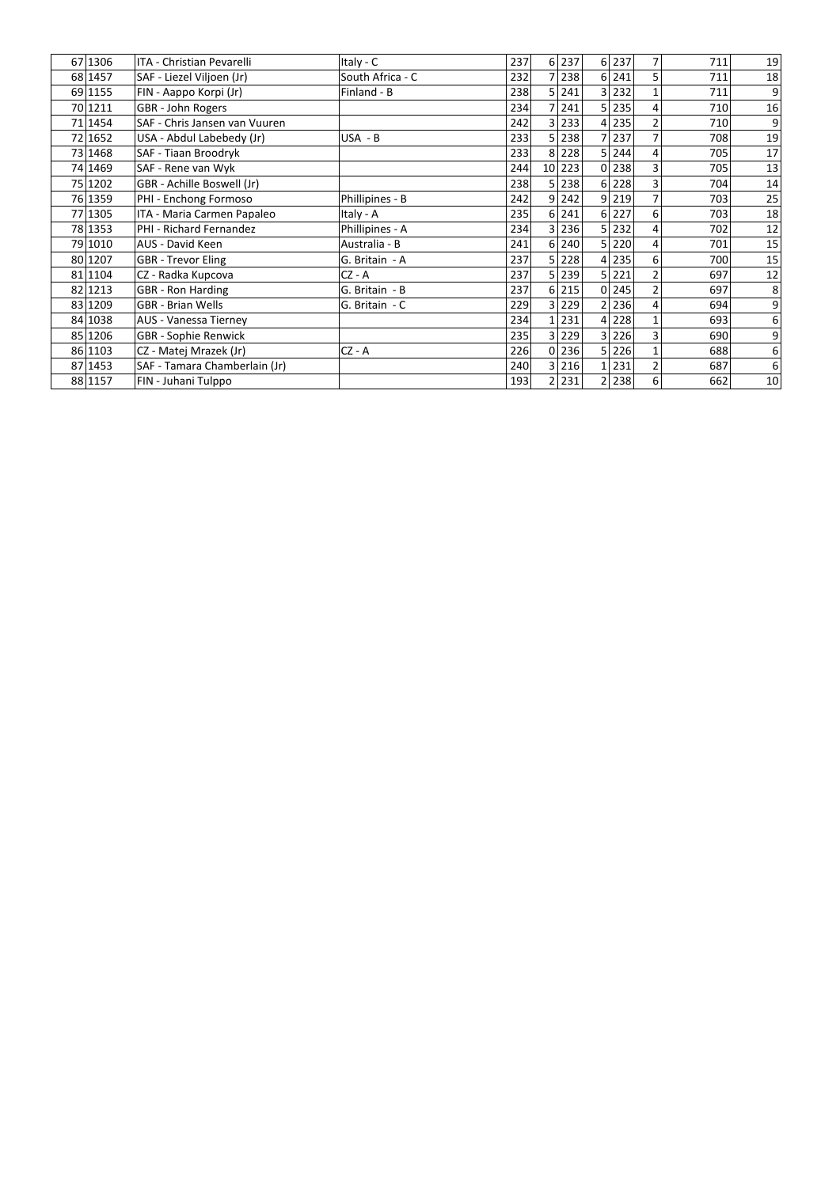| | | | | | | | | | | | |
|---|---|---|---|---|---|---|---|---|---|---|---|
| 67 | 1306 | ITA - Christian Pevarelli | Italy - C | 237 | 6 | 237 | 6 | 237 | 7 | 711 | 19 |
| 68 | 1457 | SAF - Liezel Viljoen (Jr) | South Africa - C | 232 | 7 | 238 | 6 | 241 | 5 | 711 | 18 |
| 69 | 1155 | FIN - Aappo Korpi (Jr) | Finland - B | 238 | 5 | 241 | 3 | 232 | 1 | 711 | 9 |
| 70 | 1211 | GBR - John Rogers | | 234 | 7 | 241 | 5 | 235 | 4 | 710 | 16 |
| 71 | 1454 | SAF - Chris Jansen van Vuuren | | 242 | 3 | 233 | 4 | 235 | 2 | 710 | 9 |
| 72 | 1652 | USA - Abdul Labebedy (Jr) | USA - B | 233 | 5 | 238 | 7 | 237 | 7 | 708 | 19 |
| 73 | 1468 | SAF - Tiaan Broodryk | | 233 | 8 | 228 | 5 | 244 | 4 | 705 | 17 |
| 74 | 1469 | SAF - Rene van Wyk | | 244 | 10 | 223 | 0 | 238 | 3 | 705 | 13 |
| 75 | 1202 | GBR - Achille Boswell (Jr) | | 238 | 5 | 238 | 6 | 228 | 3 | 704 | 14 |
| 76 | 1359 | PHI - Enchong Formoso | Phillipines - B | 242 | 9 | 242 | 9 | 219 | 7 | 703 | 25 |
| 77 | 1305 | ITA - Maria Carmen Papaleo | Italy - A | 235 | 6 | 241 | 6 | 227 | 6 | 703 | 18 |
| 78 | 1353 | PHI - Richard Fernandez | Phillipines - A | 234 | 3 | 236 | 5 | 232 | 4 | 702 | 12 |
| 79 | 1010 | AUS - David Keen | Australia - B | 241 | 6 | 240 | 5 | 220 | 4 | 701 | 15 |
| 80 | 1207 | GBR - Trevor Eling | G. Britain - A | 237 | 5 | 228 | 4 | 235 | 6 | 700 | 15 |
| 81 | 1104 | CZ - Radka Kupcova | CZ - A | 237 | 5 | 239 | 5 | 221 | 2 | 697 | 12 |
| 82 | 1213 | GBR - Ron Harding | G. Britain - B | 237 | 6 | 215 | 0 | 245 | 2 | 697 | 8 |
| 83 | 1209 | GBR - Brian Wells | G. Britain - C | 229 | 3 | 229 | 2 | 236 | 4 | 694 | 9 |
| 84 | 1038 | AUS - Vanessa Tierney | | 234 | 1 | 231 | 4 | 228 | 1 | 693 | 6 |
| 85 | 1206 | GBR - Sophie Renwick | | 235 | 3 | 229 | 3 | 226 | 3 | 690 | 9 |
| 86 | 1103 | CZ - Matej Mrazek (Jr) | CZ - A | 226 | 0 | 236 | 5 | 226 | 1 | 688 | 6 |
| 87 | 1453 | SAF - Tamara Chamberlain (Jr) | | 240 | 3 | 216 | 1 | 231 | 2 | 687 | 6 |
| 88 | 1157 | FIN - Juhani Tulppo | | 193 | 2 | 231 | 2 | 238 | 6 | 662 | 10 |